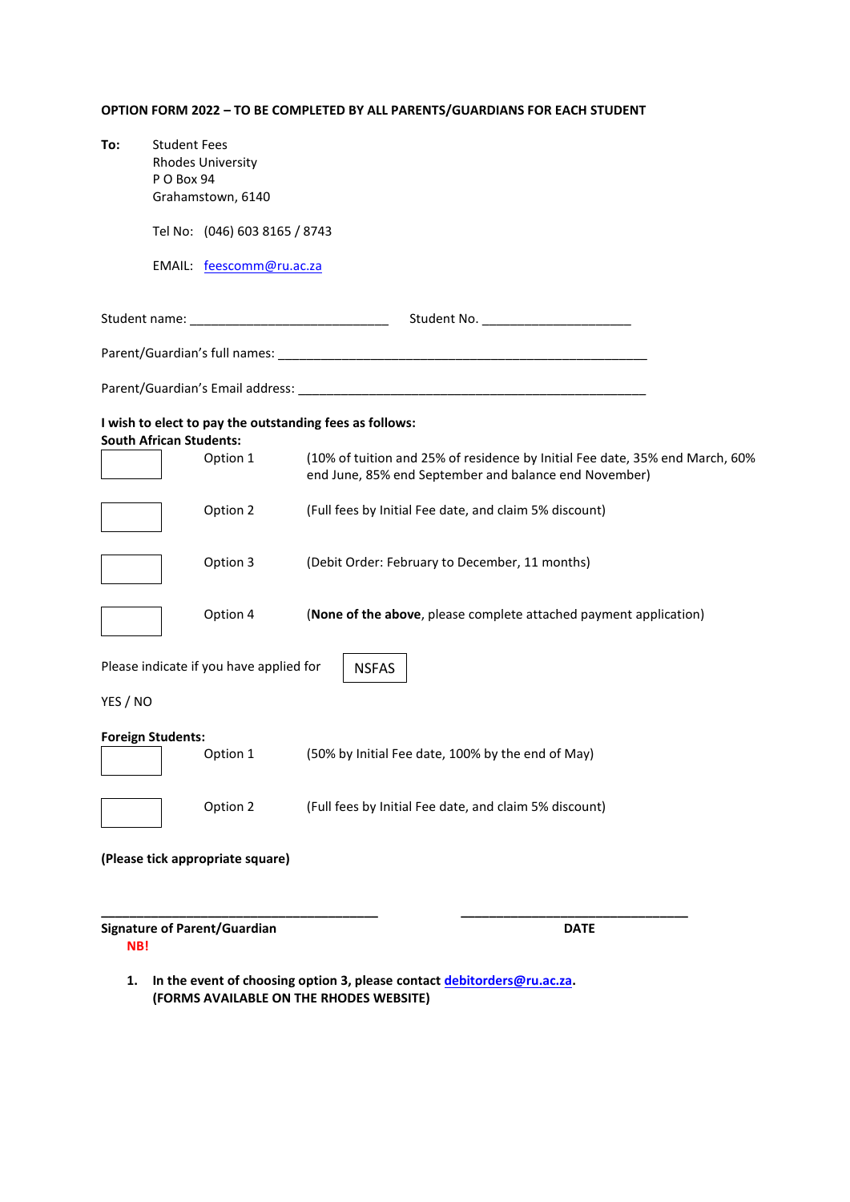**OPTION FORM 2022 – TO BE COMPLETED BY ALL PARENTS/GUARDIANS FOR EACH STUDENT**

**To:** Student Fees
Rhodes University
P O Box 94
Grahamstown, 6140

Tel No: (046) 603 8165 / 8743

EMAIL: feescomm@ru.ac.za

Student name: ____________________________ Student No. _____________________

Parent/Guardian's full names: _____________________________________________________

Parent/Guardian's Email address: ___________________________________________________

**I wish to elect to pay the outstanding fees as follows:**

**South African Students:**

| | | |
|---|---|---|
| ☐ | Option 1 | (10% of tuition and 25% of residence by Initial Fee date, 35% end March, 60% end June, 85% end September and balance end November) |
| ☐ | Option 2 | (Full fees by Initial Fee date, and claim 5% discount) |
| ☐ | Option 3 | (Debit Order: February to December, 11 months) |
| ☐ | Option 4 | (**None of the above**, please complete attached payment application) |

Please indicate if you have applied for NSFAS

YES / NO

**Foreign Students:**

| | | |
|---|---|---|
| ☐ | Option 1 | (50% by Initial Fee date, 100% by the end of May) |
| ☐ | Option 2 | (Full fees by Initial Fee date, and claim 5% discount) |

**(Please tick appropriate square)**

_______________________________________ _________________________________

**Signature of Parent/Guardian** **DATE**

**NB!**

1. **In the event of choosing option 3, please contact debitorders@ru.ac.za. (FORMS AVAILABLE ON THE RHODES WEBSITE)**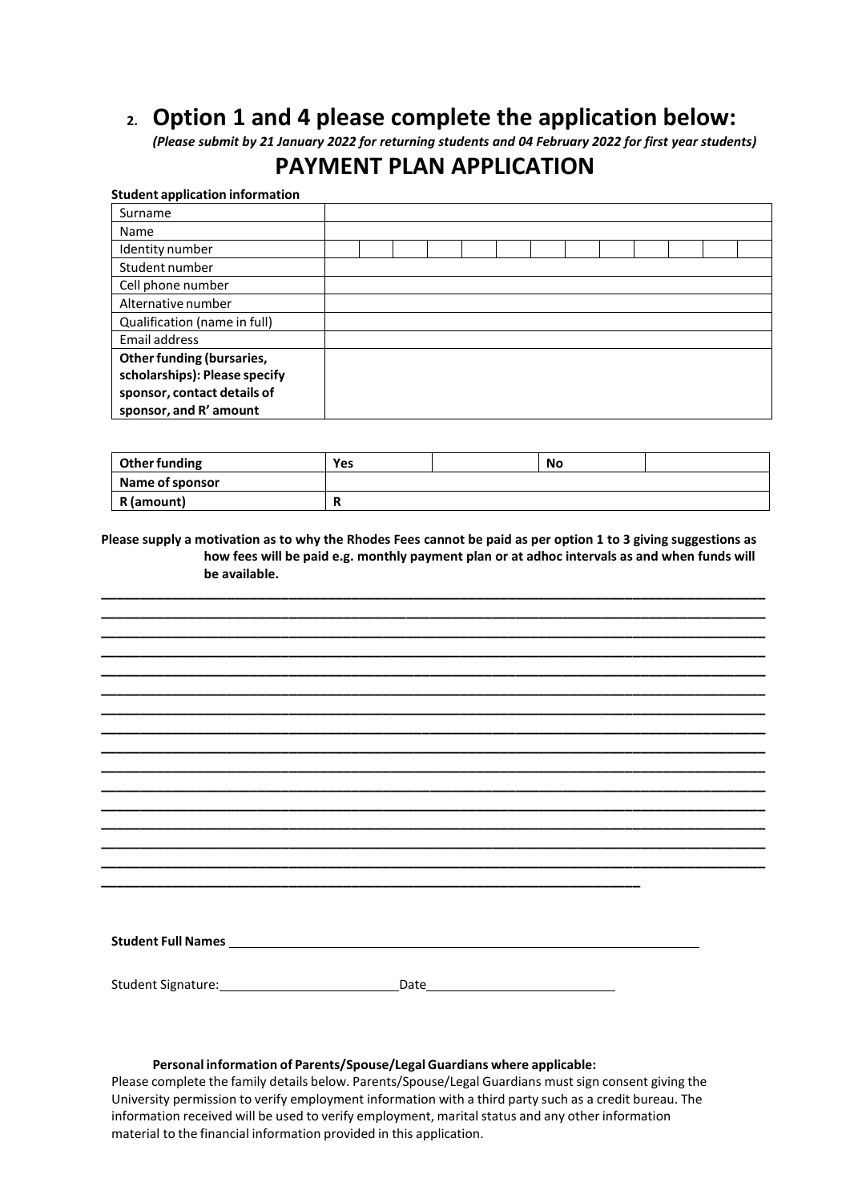## 2. Option 1 and 4 please complete the application below:

*(Please submit by 21 January 2022 for returning students and 04 February 2022 for first year students)*

# PAYMENT PLAN APPLICATION

**Student application information**

| Surname | | | | | | | | | | | | | |
|---|---|---|---|---|---|---|---|---|---|---|---|---|---|
| Name | | | | | | | | | | | | | |
| Identity number | | | | | | | | | | | | | |
| Student number | | | | | | | | | | | | | |
| Cell phone number | | | | | | | | | | | | | |
| Alternative number | | | | | | | | | | | | | |
| Qualification (name in full) | | | | | | | | | | | | | |
| Email address | | | | | | | | | | | | | |
| **Other funding (bursaries, scholarships): Please specify sponsor, contact details of sponsor, and R' amount** | | | | | | | | | | | | | |

| **Other funding** | **Yes** | | **No** | |
|---|---|---|---|---|
| **Name of sponsor** | | | | |
| **R (amount)** | **R** | | | |

**Please supply a motivation as to why the Rhodes Fees cannot be paid as per option 1 to 3 giving suggestions as how fees will be paid e.g. monthly payment plan or at adhoc intervals as and when funds will be available.**

______________________________________________________________________________

______________________________________________________________________________

______________________________________________________________________________

______________________________________________________________________________

______________________________________________________________________________

______________________________________________________________________________

______________________________________________________________________________

______________________________________________________________________________

______________________________________________________________________________

______________________________________________________________________________

______________________________________________________________________________

______________________________________________________________________________

______________________________________________________________________________

______________________________________________________________________________

______________________________________________________________________________

____________________________________________________________

**Student Full Names** ____________________________________________

Student Signature: ______________________ Date ______________________

**Personal information of Parents/Spouse/Legal Guardians where applicable:**

Please complete the family details below. Parents/Spouse/Legal Guardians must sign consent giving the University permission to verify employment information with a third party such as a credit bureau. The information received will be used to verify employment, marital status and any other information material to the financial information provided in this application.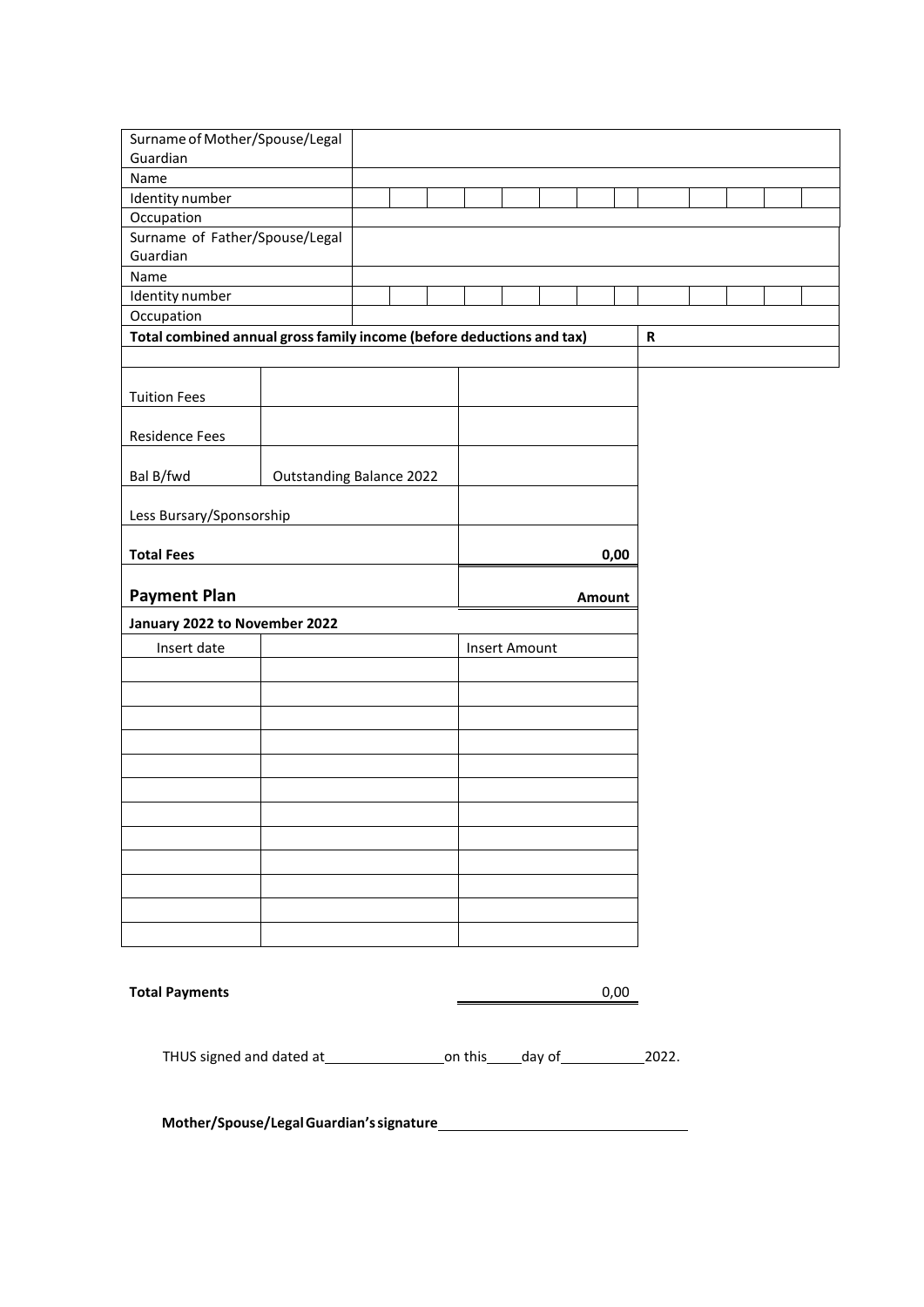| Surname of Mother/Spouse/Legal Guardian | |
|---|---|
| Name | |
| Identity number | |
| Occupation | |
| Surname of Father/Spouse/Legal Guardian | |
| Name | |
| Identity number | |
| Occupation | |
| **Total combined annual gross family income (before deductions and tax)** | **R** |

| | | |
|---|---|---|
| Tuition Fees | | |
| Residence Fees | | |
| Bal B/fwd | Outstanding Balance 2022 | |
| Less Bursary/Sponsorship | | |
| **Total Fees** | | **0,00** |
| **Payment Plan** | | **Amount** |
| **January 2022 to November 2022** | | |
| Insert date | | Insert Amount |
| | | |
| | | |
| | | |
| | | |
| | | |
| | | |
| | | |
| | | |
| | | |
| | | |
| | | |
| | | |

**Total Payments** 0,00

THUS signed and dated at________________on this_____day of___________2022.

**Mother/Spouse/Legal Guardian's signature**________________________________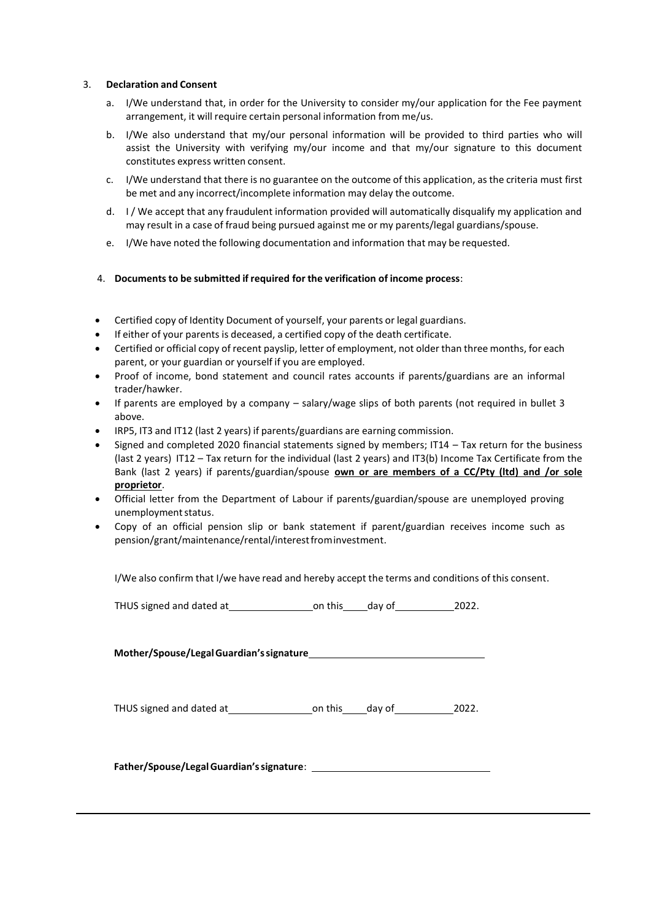3. **Declaration and Consent**

   a. I/We understand that, in order for the University to consider my/our application for the Fee payment arrangement, it will require certain personal information from me/us.

   b. I/We also understand that my/our personal information will be provided to third parties who will assist the University with verifying my/our income and that my/our signature to this document constitutes express written consent.

   c. I/We understand that there is no guarantee on the outcome of this application, as the criteria must first be met and any incorrect/incomplete information may delay the outcome.

   d. I / We accept that any fraudulent information provided will automatically disqualify my application and may result in a case of fraud being pursued against me or my parents/legal guardians/spouse.

   e. I/We have noted the following documentation and information that may be requested.

4. **Documents to be submitted if required for the verification of income process**:

- Certified copy of Identity Document of yourself, your parents or legal guardians.
- If either of your parents is deceased, a certified copy of the death certificate.
- Certified or official copy of recent payslip, letter of employment, not older than three months, for each parent, or your guardian or yourself if you are employed.
- Proof of income, bond statement and council rates accounts if parents/guardians are an informal trader/hawker.
- If parents are employed by a company – salary/wage slips of both parents (not required in bullet 3 above.
- IRP5, IT3 and IT12 (last 2 years) if parents/guardians are earning commission.
- Signed and completed 2020 financial statements signed by members; IT14 – Tax return for the business (last 2 years) IT12 – Tax return for the individual (last 2 years) and IT3(b) Income Tax Certificate from the Bank (last 2 years) if parents/guardian/spouse **<u>own or are members of a CC/Pty (ltd) and /or sole proprietor</u>**.
- Official letter from the Department of Labour if parents/guardian/spouse are unemployed proving unemployment status.
- Copy of an official pension slip or bank statement if parent/guardian receives income such as pension/grant/maintenance/rental/interest from investment.

I/We also confirm that I/we have read and hereby accept the terms and conditions of this consent.

THUS signed and dated at ________________ on this _____ day of ___________ 2022.

**Mother/Spouse/Legal Guardian's signature** ________________________________

THUS signed and dated at ________________ on this _____ day of ___________ 2022.

**Father/Spouse/Legal Guardian's signature**: ________________________________